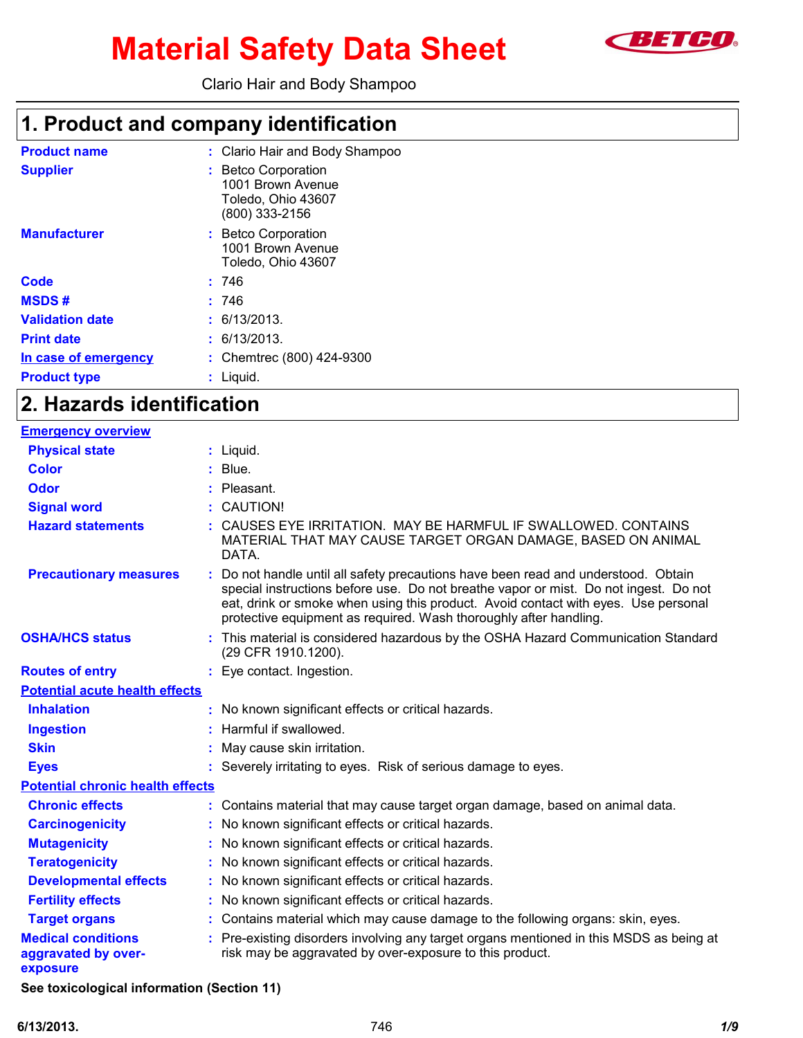# Material Safety Data Sheet

BETCO®

Clario Hair and Body Shampoo

## 1. Product and company identification

| | | |
|---|---|---|
| **Product name** | : | Clario Hair and Body Shampoo |
| **Supplier** | : | Betco Corporation<br>1001 Brown Avenue<br>Toledo, Ohio 43607<br>(800) 333-2156 |
| **Manufacturer** | : | Betco Corporation<br>1001 Brown Avenue<br>Toledo, Ohio 43607 |
| **Code** | : | 746 |
| **MSDS #** | : | 746 |
| **Validation date** | : | 6/13/2013. |
| **Print date** | : | 6/13/2013. |
| **In case of emergency** | : | Chemtrec (800) 424-9300 |
| **Product type** | : | Liquid. |

## 2. Hazards identification

**Emergency overview**

| | | |
|---|---|---|
| **Physical state** | : | Liquid. |
| **Color** | : | Blue. |
| **Odor** | : | Pleasant. |
| **Signal word** | : | CAUTION! |
| **Hazard statements** | : | CAUSES EYE IRRITATION. MAY BE HARMFUL IF SWALLOWED. CONTAINS MATERIAL THAT MAY CAUSE TARGET ORGAN DAMAGE, BASED ON ANIMAL DATA. |
| **Precautionary measures** | : | Do not handle until all safety precautions have been read and understood. Obtain special instructions before use. Do not breathe vapor or mist. Do not ingest. Do not eat, drink or smoke when using this product. Avoid contact with eyes. Use personal protective equipment as required. Wash thoroughly after handling. |
| **OSHA/HCS status** | : | This material is considered hazardous by the OSHA Hazard Communication Standard (29 CFR 1910.1200). |
| **Routes of entry** | : | Eye contact. Ingestion. |

**Potential acute health effects**

| | | |
|---|---|---|
| **Inhalation** | : | No known significant effects or critical hazards. |
| **Ingestion** | : | Harmful if swallowed. |
| **Skin** | : | May cause skin irritation. |
| **Eyes** | : | Severely irritating to eyes. Risk of serious damage to eyes. |

**Potential chronic health effects**

| | | |
|---|---|---|
| **Chronic effects** | : | Contains material that may cause target organ damage, based on animal data. |
| **Carcinogenicity** | : | No known significant effects or critical hazards. |
| **Mutagenicity** | : | No known significant effects or critical hazards. |
| **Teratogenicity** | : | No known significant effects or critical hazards. |
| **Developmental effects** | : | No known significant effects or critical hazards. |
| **Fertility effects** | : | No known significant effects or critical hazards. |
| **Target organs** | : | Contains material which may cause damage to the following organs: skin, eyes. |
| **Medical conditions aggravated by over-exposure** | : | Pre-existing disorders involving any target organs mentioned in this MSDS as being at risk may be aggravated by over-exposure to this product. |

**See toxicological information (Section 11)**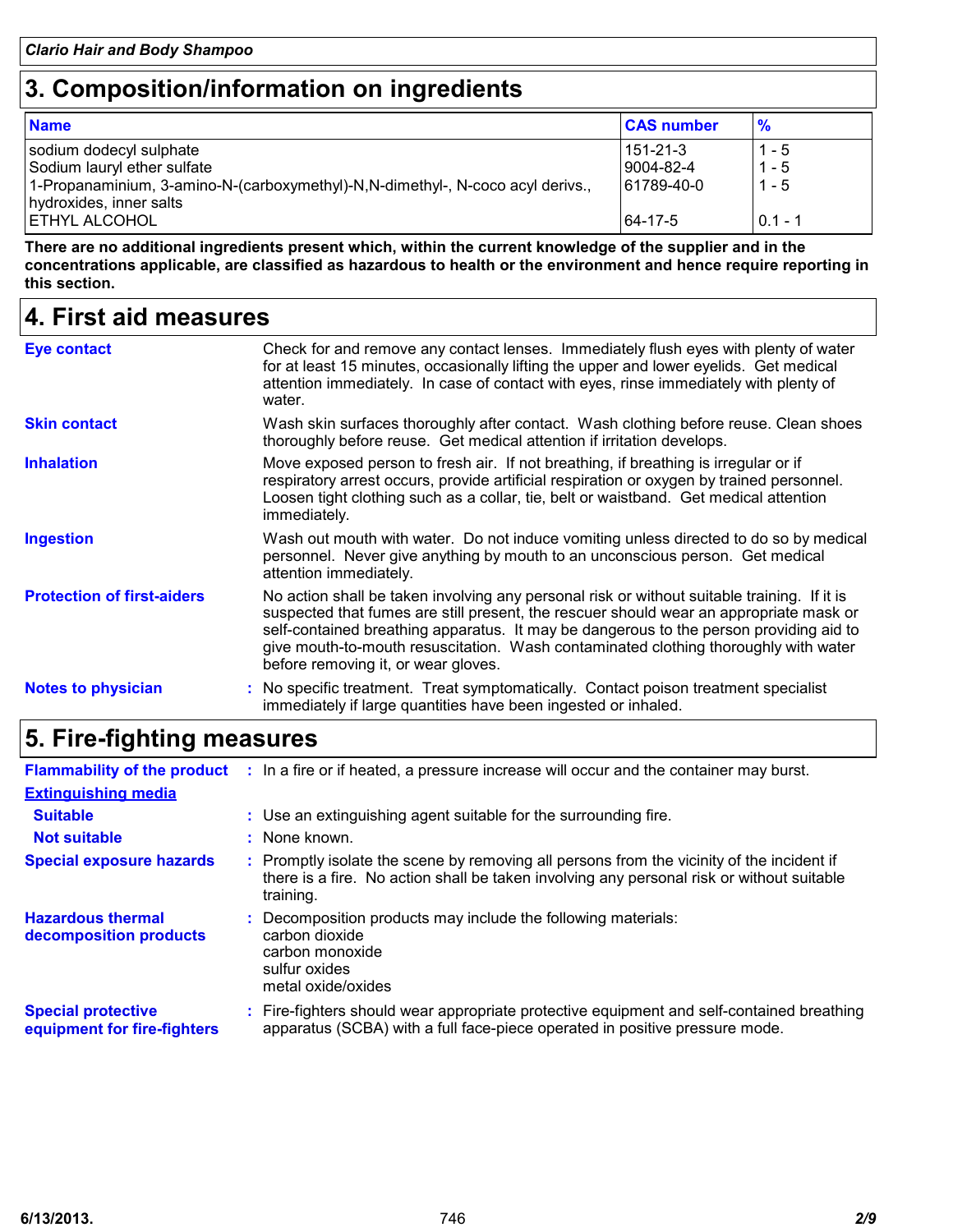## 3. Composition/information on ingredients

| Name | CAS number | % |
| --- | --- | --- |
| sodium dodecyl sulphate | 151-21-3 | 1 - 5 |
| Sodium lauryl ether sulfate | 9004-82-4 | 1 - 5 |
| 1-Propanaminium, 3-amino-N-(carboxymethyl)-N,N-dimethyl-, N-coco acyl derivs., hydroxides, inner salts | 61789-40-0 | 1 - 5 |
| ETHYL ALCOHOL | 64-17-5 | 0.1 - 1 |

**There are no additional ingredients present which, within the current knowledge of the supplier and in the concentrations applicable, are classified as hazardous to health or the environment and hence require reporting in this section.**

## 4. First aid measures

**Eye contact**
Check for and remove any contact lenses. Immediately flush eyes with plenty of water for at least 15 minutes, occasionally lifting the upper and lower eyelids. Get medical attention immediately. In case of contact with eyes, rinse immediately with plenty of water.

**Skin contact**
Wash skin surfaces thoroughly after contact. Wash clothing before reuse. Clean shoes thoroughly before reuse. Get medical attention if irritation develops.

**Inhalation**
Move exposed person to fresh air. If not breathing, if breathing is irregular or if respiratory arrest occurs, provide artificial respiration or oxygen by trained personnel. Loosen tight clothing such as a collar, tie, belt or waistband. Get medical attention immediately.

**Ingestion**
Wash out mouth with water. Do not induce vomiting unless directed to do so by medical personnel. Never give anything by mouth to an unconscious person. Get medical attention immediately.

**Protection of first-aiders**
No action shall be taken involving any personal risk or without suitable training. If it is suspected that fumes are still present, the rescuer should wear an appropriate mask or self-contained breathing apparatus. It may be dangerous to the person providing aid to give mouth-to-mouth resuscitation. Wash contaminated clothing thoroughly with water before removing it, or wear gloves.

**Notes to physician** : No specific treatment. Treat symptomatically. Contact poison treatment specialist immediately if large quantities have been ingested or inhaled.

## 5. Fire-fighting measures

**Flammability of the product** : In a fire or if heated, a pressure increase will occur and the container may burst.

**Extinguishing media**

**Suitable** : Use an extinguishing agent suitable for the surrounding fire.

**Not suitable** : None known.

**Special exposure hazards** : Promptly isolate the scene by removing all persons from the vicinity of the incident if there is a fire. No action shall be taken involving any personal risk or without suitable training.

**Hazardous thermal decomposition products** : Decomposition products may include the following materials:
carbon dioxide
carbon monoxide
sulfur oxides
metal oxide/oxides

**Special protective equipment for fire-fighters** : Fire-fighters should wear appropriate protective equipment and self-contained breathing apparatus (SCBA) with a full face-piece operated in positive pressure mode.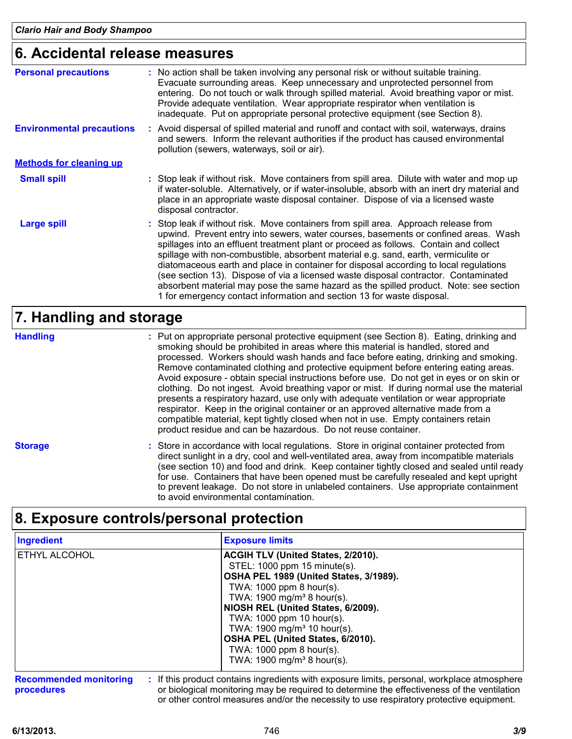## 6. Accidental release measures

**Personal precautions** : No action shall be taken involving any personal risk or without suitable training. Evacuate surrounding areas. Keep unnecessary and unprotected personnel from entering. Do not touch or walk through spilled material. Avoid breathing vapor or mist. Provide adequate ventilation. Wear appropriate respirator when ventilation is inadequate. Put on appropriate personal protective equipment (see Section 8).

**Environmental precautions** : Avoid dispersal of spilled material and runoff and contact with soil, waterways, drains and sewers. Inform the relevant authorities if the product has caused environmental pollution (sewers, waterways, soil or air).

**Methods for cleaning up**

**Small spill** : Stop leak if without risk. Move containers from spill area. Dilute with water and mop up if water-soluble. Alternatively, or if water-insoluble, absorb with an inert dry material and place in an appropriate waste disposal container. Dispose of via a licensed waste disposal contractor.

**Large spill** : Stop leak if without risk. Move containers from spill area. Approach release from upwind. Prevent entry into sewers, water courses, basements or confined areas. Wash spillages into an effluent treatment plant or proceed as follows. Contain and collect spillage with non-combustible, absorbent material e.g. sand, earth, vermiculite or diatomaceous earth and place in container for disposal according to local regulations (see section 13). Dispose of via a licensed waste disposal contractor. Contaminated absorbent material may pose the same hazard as the spilled product. Note: see section 1 for emergency contact information and section 13 for waste disposal.

## 7. Handling and storage

**Handling** : Put on appropriate personal protective equipment (see Section 8). Eating, drinking and smoking should be prohibited in areas where this material is handled, stored and processed. Workers should wash hands and face before eating, drinking and smoking. Remove contaminated clothing and protective equipment before entering eating areas. Avoid exposure - obtain special instructions before use. Do not get in eyes or on skin or clothing. Do not ingest. Avoid breathing vapor or mist. If during normal use the material presents a respiratory hazard, use only with adequate ventilation or wear appropriate respirator. Keep in the original container or an approved alternative made from a compatible material, kept tightly closed when not in use. Empty containers retain product residue and can be hazardous. Do not reuse container.

**Storage** : Store in accordance with local regulations. Store in original container protected from direct sunlight in a dry, cool and well-ventilated area, away from incompatible materials (see section 10) and food and drink. Keep container tightly closed and sealed until ready for use. Containers that have been opened must be carefully resealed and kept upright to prevent leakage. Do not store in unlabeled containers. Use appropriate containment to avoid environmental contamination.

## 8. Exposure controls/personal protection

| Ingredient | Exposure limits |
|---|---|
| ETHYL ALCOHOL | **ACGIH TLV (United States, 2/2010).**<br>STEL: 1000 ppm 15 minute(s).<br>**OSHA PEL 1989 (United States, 3/1989).**<br>TWA: 1000 ppm 8 hour(s).<br>TWA: 1900 mg/m³ 8 hour(s).<br>**NIOSH REL (United States, 6/2009).**<br>TWA: 1000 ppm 10 hour(s).<br>TWA: 1900 mg/m³ 10 hour(s).<br>**OSHA PEL (United States, 6/2010).**<br>TWA: 1000 ppm 8 hour(s).<br>TWA: 1900 mg/m³ 8 hour(s). |

**Recommended monitoring procedures** : If this product contains ingredients with exposure limits, personal, workplace atmosphere or biological monitoring may be required to determine the effectiveness of the ventilation or other control measures and/or the necessity to use respiratory protective equipment.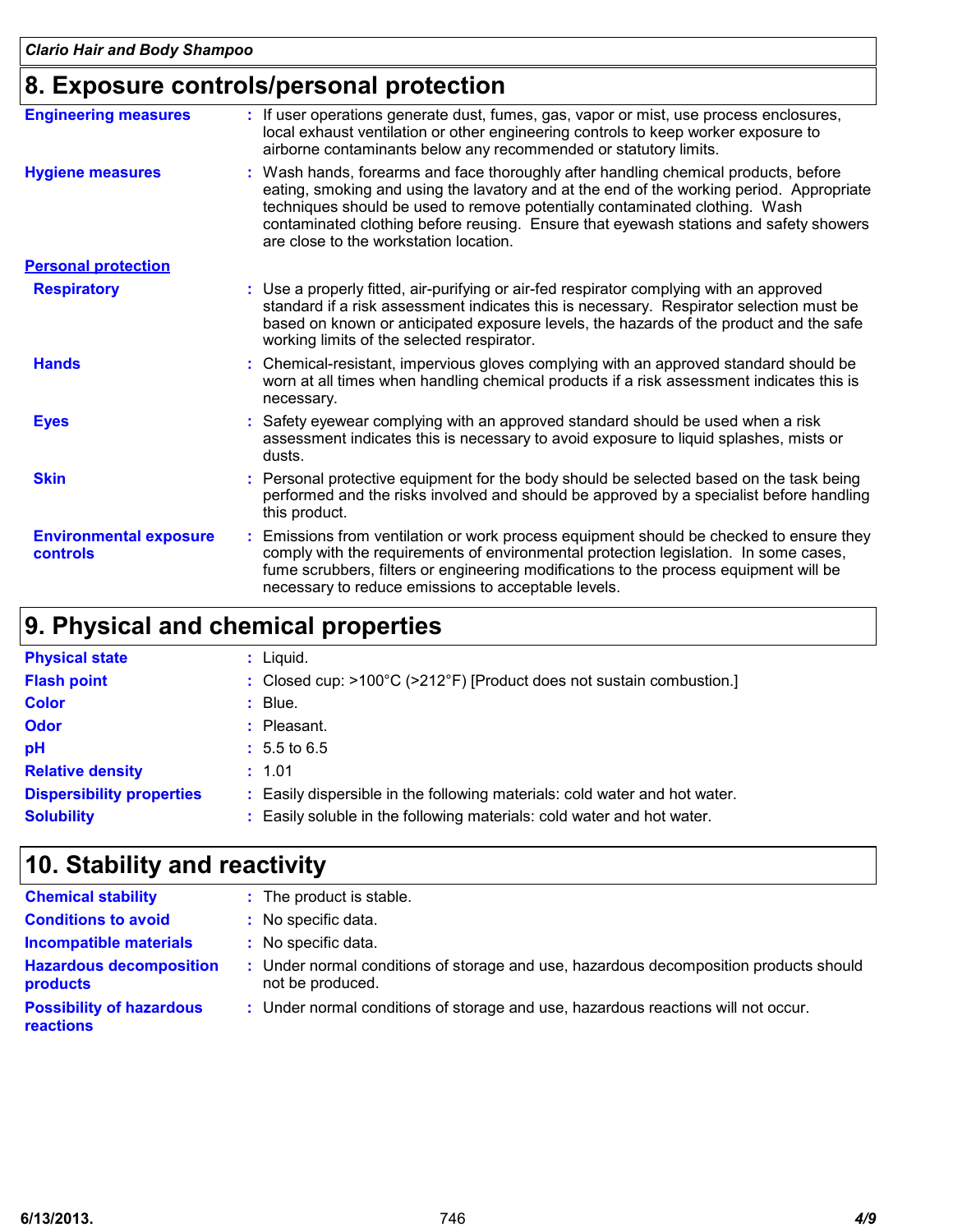## 8. Exposure controls/personal protection

**Engineering measures** : If user operations generate dust, fumes, gas, vapor or mist, use process enclosures, local exhaust ventilation or other engineering controls to keep worker exposure to airborne contaminants below any recommended or statutory limits.

**Hygiene measures** : Wash hands, forearms and face thoroughly after handling chemical products, before eating, smoking and using the lavatory and at the end of the working period. Appropriate techniques should be used to remove potentially contaminated clothing. Wash contaminated clothing before reusing. Ensure that eyewash stations and safety showers are close to the workstation location.

**Personal protection**

**Respiratory** : Use a properly fitted, air-purifying or air-fed respirator complying with an approved standard if a risk assessment indicates this is necessary. Respirator selection must be based on known or anticipated exposure levels, the hazards of the product and the safe working limits of the selected respirator.

**Hands** : Chemical-resistant, impervious gloves complying with an approved standard should be worn at all times when handling chemical products if a risk assessment indicates this is necessary.

**Eyes** : Safety eyewear complying with an approved standard should be used when a risk assessment indicates this is necessary to avoid exposure to liquid splashes, mists or dusts.

**Skin** : Personal protective equipment for the body should be selected based on the task being performed and the risks involved and should be approved by a specialist before handling this product.

**Environmental exposure controls** : Emissions from ventilation or work process equipment should be checked to ensure they comply with the requirements of environmental protection legislation. In some cases, fume scrubbers, filters or engineering modifications to the process equipment will be necessary to reduce emissions to acceptable levels.

## 9. Physical and chemical properties

**Physical state** : Liquid.

**Flash point** : Closed cup: >100°C (>212°F) [Product does not sustain combustion.]

**Color** : Blue.

**Odor** : Pleasant.

**pH** : 5.5 to 6.5

**Relative density** : 1.01

**Dispersibility properties** : Easily dispersible in the following materials: cold water and hot water.

**Solubility** : Easily soluble in the following materials: cold water and hot water.

## 10. Stability and reactivity

**Chemical stability** : The product is stable.

**Conditions to avoid** : No specific data.

**Incompatible materials** : No specific data.

**Hazardous decomposition products** : Under normal conditions of storage and use, hazardous decomposition products should not be produced.

**Possibility of hazardous reactions** : Under normal conditions of storage and use, hazardous reactions will not occur.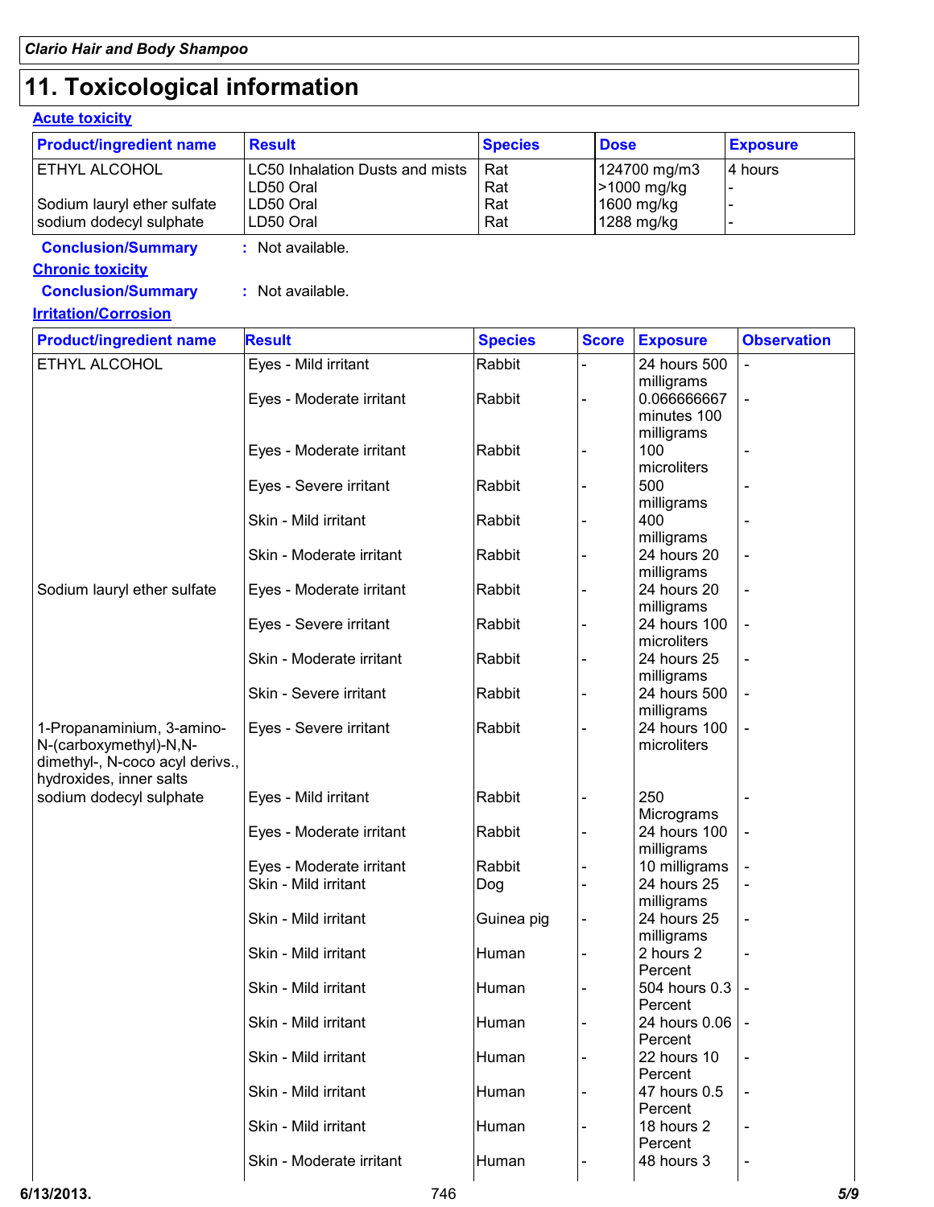## 11. Toxicological information

**Acute toxicity**

| Product/ingredient name | Result | Species | Dose | Exposure |
|---|---|---|---|---|
| ETHYL ALCOHOL | LC50 Inhalation Dusts and mists | Rat | 124700 mg/m3 | 4 hours |
| | LD50 Oral | Rat | >1000 mg/kg | - |
| Sodium lauryl ether sulfate | LD50 Oral | Rat | 1600 mg/kg | - |
| sodium dodecyl sulphate | LD50 Oral | Rat | 1288 mg/kg | - |

**Conclusion/Summary** : Not available.

**Chronic toxicity**

**Conclusion/Summary** : Not available.

**Irritation/Corrosion**

| Product/ingredient name | Result | Species | Score | Exposure | Observation |
|---|---|---|---|---|---|
| ETHYL ALCOHOL | Eyes - Mild irritant | Rabbit | - | 24 hours 500 milligrams | - |
| | Eyes - Moderate irritant | Rabbit | - | 0.066666667 minutes 100 milligrams | - |
| | Eyes - Moderate irritant | Rabbit | - | 100 microliters | - |
| | Eyes - Severe irritant | Rabbit | - | 500 milligrams | - |
| | Skin - Mild irritant | Rabbit | - | 400 milligrams | - |
| | Skin - Moderate irritant | Rabbit | - | 24 hours 20 milligrams | - |
| Sodium lauryl ether sulfate | Eyes - Moderate irritant | Rabbit | - | 24 hours 20 milligrams | - |
| | Eyes - Severe irritant | Rabbit | - | 24 hours 100 microliters | - |
| | Skin - Moderate irritant | Rabbit | - | 24 hours 25 milligrams | - |
| | Skin - Severe irritant | Rabbit | - | 24 hours 500 milligrams | - |
| 1-Propanaminium, 3-amino-N-(carboxymethyl)-N,N-dimethyl-, N-coco acyl derivs., hydroxides, inner salts | Eyes - Severe irritant | Rabbit | - | 24 hours 100 microliters | - |
| sodium dodecyl sulphate | Eyes - Mild irritant | Rabbit | - | 250 Micrograms | - |
| | Eyes - Moderate irritant | Rabbit | - | 24 hours 100 milligrams | - |
| | Eyes - Moderate irritant | Rabbit | - | 10 milligrams | - |
| | Skin - Mild irritant | Dog | - | 24 hours 25 milligrams | - |
| | Skin - Mild irritant | Guinea pig | - | 24 hours 25 milligrams | - |
| | Skin - Mild irritant | Human | - | 2 hours 2 Percent | - |
| | Skin - Mild irritant | Human | - | 504 hours 0.3 Percent | - |
| | Skin - Mild irritant | Human | - | 24 hours 0.06 Percent | - |
| | Skin - Mild irritant | Human | - | 22 hours 10 Percent | - |
| | Skin - Mild irritant | Human | - | 47 hours 0.5 Percent | - |
| | Skin - Mild irritant | Human | - | 18 hours 2 Percent | - |
| | Skin - Moderate irritant | Human | - | 48 hours 3 | - |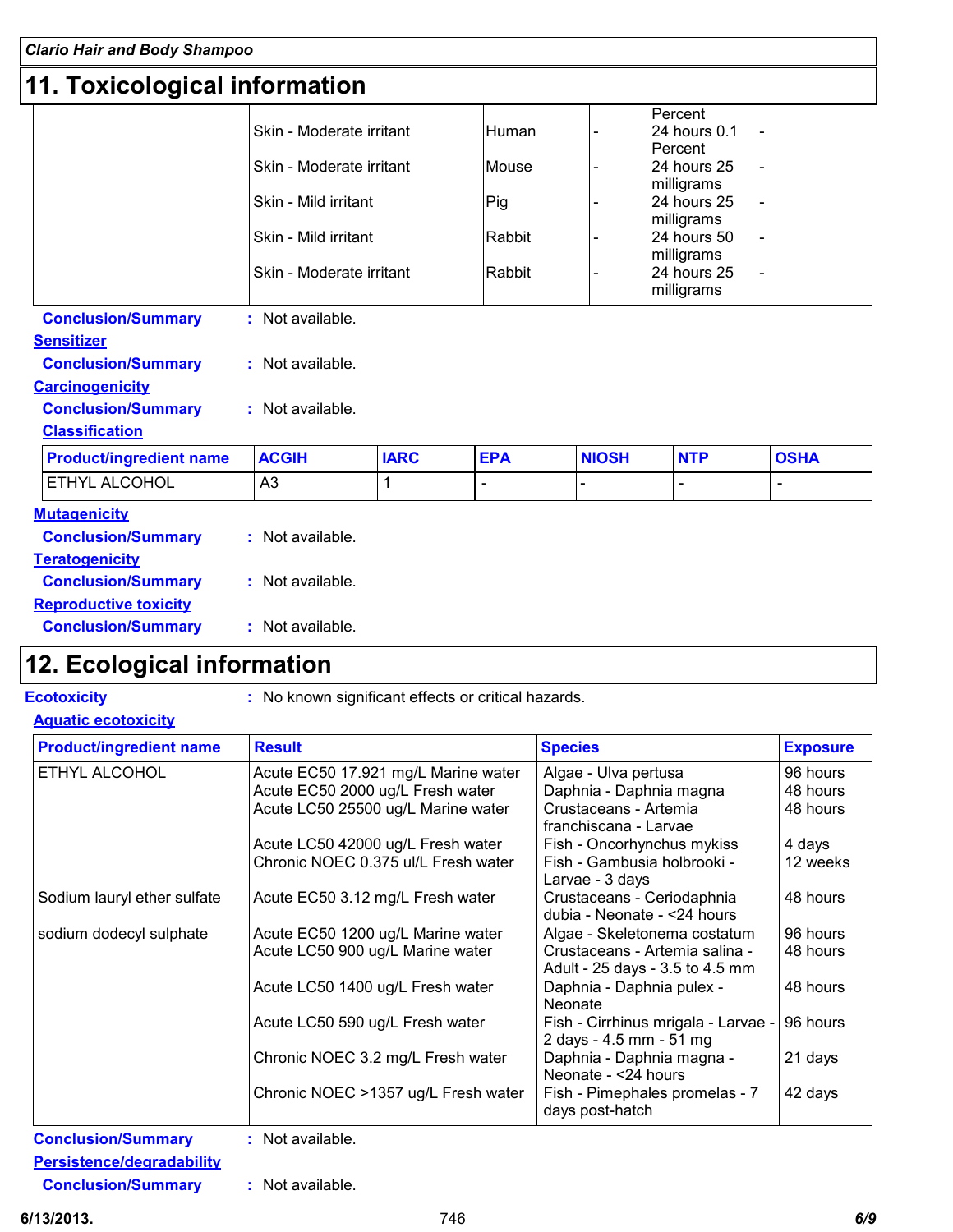## 11. Toxicological information

| | | | | | |
|---|---|---|---|---|---|
| | Skin - Moderate irritant | Human | - | 24 hours 0.1 Percent | - |
| | Skin - Moderate irritant | Mouse | - | 24 hours 25 Percent | - |
| | Skin - Mild irritant | Pig | - | 24 hours 25 milligrams | - |
| | Skin - Mild irritant | Rabbit | - | 24 hours 50 milligrams | - |
| | Skin - Moderate irritant | Rabbit | - | 24 hours 25 milligrams | - |

**Conclusion/Summary** : Not available.

**Sensitizer**

**Conclusion/Summary** : Not available.

**Carcinogenicity**

**Conclusion/Summary** : Not available.

**Classification**

| Product/ingredient name | ACGIH | IARC | EPA | NIOSH | NTP | OSHA |
|---|---|---|---|---|---|---|
| ETHYL ALCOHOL | A3 | 1 | - | - | - | - |

**Mutagenicity**

**Conclusion/Summary** : Not available.

**Teratogenicity**

**Conclusion/Summary** : Not available.

**Reproductive toxicity**

**Conclusion/Summary** : Not available.

## 12. Ecological information

**Ecotoxicity** : No known significant effects or critical hazards.

**Aquatic ecotoxicity**

| Product/ingredient name | Result | Species | Exposure |
|---|---|---|---|
| ETHYL ALCOHOL | Acute EC50 17.921 mg/L Marine water | Algae - Ulva pertusa | 96 hours |
| | Acute EC50 2000 ug/L Fresh water | Daphnia - Daphnia magna | 48 hours |
| | Acute LC50 25500 ug/L Marine water | Crustaceans - Artemia franchiscana - Larvae | 48 hours |
| | Acute LC50 42000 ug/L Fresh water | Fish - Oncorhynchus mykiss | 4 days |
| | Chronic NOEC 0.375 ul/L Fresh water | Fish - Gambusia holbrooki - Larvae - 3 days | 12 weeks |
| Sodium lauryl ether sulfate | Acute EC50 3.12 mg/L Fresh water | Crustaceans - Ceriodaphnia dubia - Neonate - <24 hours | 48 hours |
| sodium dodecyl sulphate | Acute EC50 1200 ug/L Marine water | Algae - Skeletonema costatum | 96 hours |
| | Acute LC50 900 ug/L Marine water | Crustaceans - Artemia salina - Adult - 25 days - 3.5 to 4.5 mm | 48 hours |
| | Acute LC50 1400 ug/L Fresh water | Daphnia - Daphnia pulex - Neonate | 48 hours |
| | Acute LC50 590 ug/L Fresh water | Fish - Cirrhinus mrigala - Larvae - 2 days - 4.5 mm - 51 mg | 96 hours |
| | Chronic NOEC 3.2 mg/L Fresh water | Daphnia - Daphnia magna - Neonate - <24 hours | 21 days |
| | Chronic NOEC >1357 ug/L Fresh water | Fish - Pimephales promelas - 7 days post-hatch | 42 days |

**Conclusion/Summary** : Not available.

**Persistence/degradability**

**Conclusion/Summary** : Not available.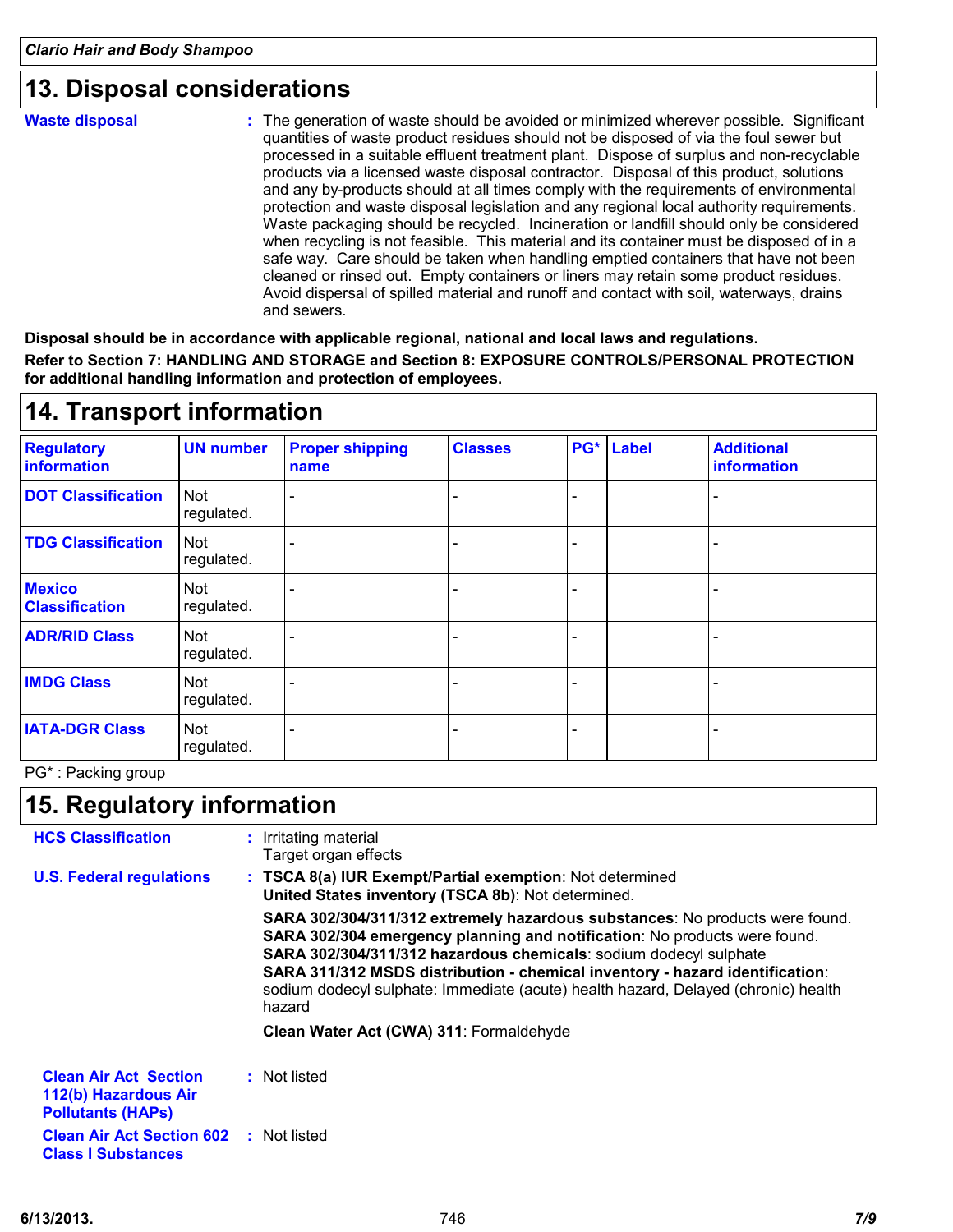## 13. Disposal considerations

**Waste disposal** : The generation of waste should be avoided or minimized wherever possible. Significant quantities of waste product residues should not be disposed of via the foul sewer but processed in a suitable effluent treatment plant. Dispose of surplus and non-recyclable products via a licensed waste disposal contractor. Disposal of this product, solutions and any by-products should at all times comply with the requirements of environmental protection and waste disposal legislation and any regional local authority requirements. Waste packaging should be recycled. Incineration or landfill should only be considered when recycling is not feasible. This material and its container must be disposed of in a safe way. Care should be taken when handling emptied containers that have not been cleaned or rinsed out. Empty containers or liners may retain some product residues. Avoid dispersal of spilled material and runoff and contact with soil, waterways, drains and sewers.

**Disposal should be in accordance with applicable regional, national and local laws and regulations.**

**Refer to Section 7: HANDLING AND STORAGE and Section 8: EXPOSURE CONTROLS/PERSONAL PROTECTION for additional handling information and protection of employees.**

## 14. Transport information

| Regulatory information | UN number | Proper shipping name | Classes | PG* | Label | Additional information |
|---|---|---|---|---|---|---|
| DOT Classification | Not regulated. | - | - | - | | - |
| TDG Classification | Not regulated. | - | - | - | | - |
| Mexico Classification | Not regulated. | - | - | - | | - |
| ADR/RID Class | Not regulated. | - | - | - | | - |
| IMDG Class | Not regulated. | - | - | - | | - |
| IATA-DGR Class | Not regulated. | - | - | - | | - |

PG* : Packing group

## 15. Regulatory information

**HCS Classification** : Irritating material
Target organ effects

**U.S. Federal regulations** : **TSCA 8(a) IUR Exempt/Partial exemption**: Not determined
**United States inventory (TSCA 8b)**: Not determined.

**SARA 302/304/311/312 extremely hazardous substances**: No products were found.
**SARA 302/304 emergency planning and notification**: No products were found.
**SARA 302/304/311/312 hazardous chemicals**: sodium dodecyl sulphate
**SARA 311/312 MSDS distribution - chemical inventory - hazard identification**: sodium dodecyl sulphate: Immediate (acute) health hazard, Delayed (chronic) health hazard

**Clean Water Act (CWA) 311**: Formaldehyde

**Clean Air Act Section 112(b) Hazardous Air Pollutants (HAPs)** : Not listed

**Clean Air Act Section 602 Class I Substances** : Not listed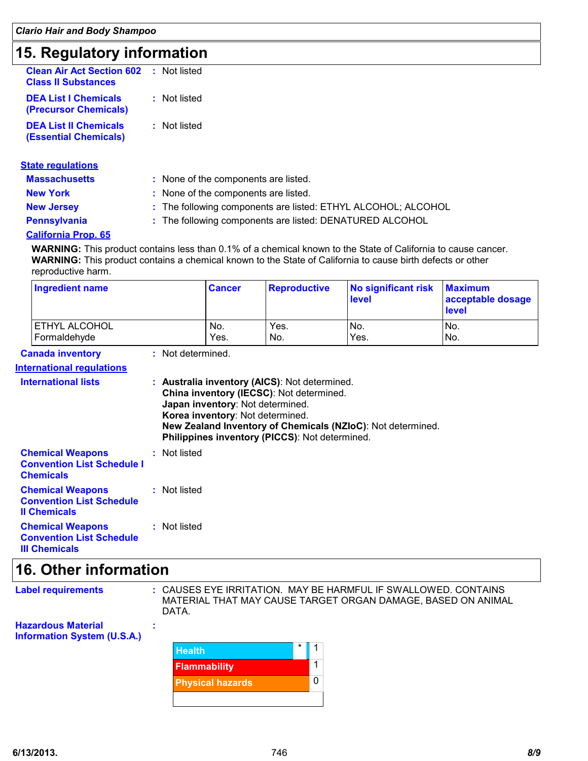**Clario Hair and Body Shampoo**

## 15. Regulatory information

**Clean Air Act Section 602 Class II Substances** : Not listed

**DEA List I Chemicals (Precursor Chemicals)** : Not listed

**DEA List II Chemicals (Essential Chemicals)** : Not listed

### State regulations

**Massachusetts** : None of the components are listed.

**New York** : None of the components are listed.

**New Jersey** : The following components are listed: ETHYL ALCOHOL; ALCOHOL

**Pennsylvania** : The following components are listed: DENATURED ALCOHOL

**California Prop. 65**

**WARNING:** This product contains less than 0.1% of a chemical known to the State of California to cause cancer.
**WARNING:** This product contains a chemical known to the State of California to cause birth defects or other reproductive harm.

| Ingredient name | Cancer | Reproductive | No significant risk level | Maximum acceptable dosage level |
|---|---|---|---|---|
| ETHYL ALCOHOL | No. | Yes. | No. | No. |
| Formaldehyde | Yes. | No. | Yes. | No. |

**Canada inventory** : Not determined.

### International regulations

**International lists** :
**Australia inventory (AICS)**: Not determined.
**China inventory (IECSC)**: Not determined.
**Japan inventory**: Not determined.
**Korea inventory**: Not determined.
**New Zealand Inventory of Chemicals (NZIoC)**: Not determined.
**Philippines inventory (PICCS)**: Not determined.

**Chemical Weapons Convention List Schedule I Chemicals** : Not listed

**Chemical Weapons Convention List Schedule II Chemicals** : Not listed

**Chemical Weapons Convention List Schedule III Chemicals** : Not listed

## 16. Other information

**Label requirements** : CAUSES EYE IRRITATION. MAY BE HARMFUL IF SWALLOWED. CONTAINS MATERIAL THAT MAY CAUSE TARGET ORGAN DAMAGE, BASED ON ANIMAL DATA.

**Hazardous Material Information System (U.S.A.)** :

| | | |
|---|---|---|
| Health | * | 1 |
| Flammability | | 1 |
| Physical hazards | | 0 |

6/13/2013.

746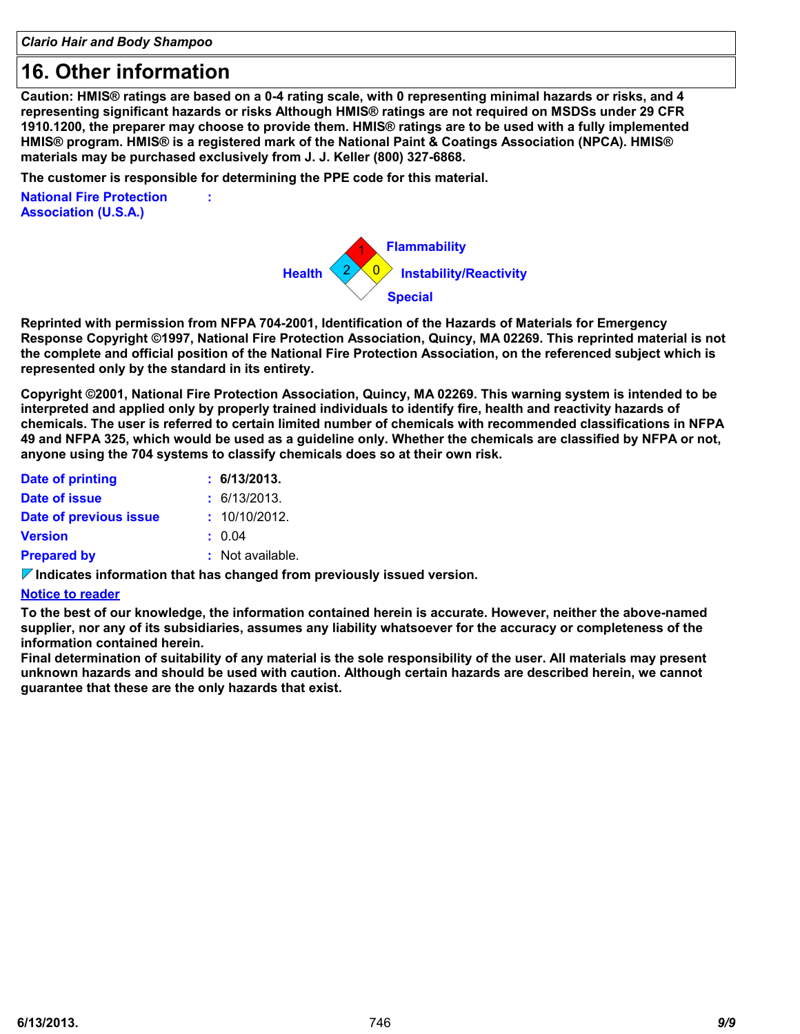## 16. Other information

**Caution: HMIS® ratings are based on a 0-4 rating scale, with 0 representing minimal hazards or risks, and 4 representing significant hazards or risks Although HMIS® ratings are not required on MSDSs under 29 CFR 1910.1200, the preparer may choose to provide them. HMIS® ratings are to be used with a fully implemented HMIS® program. HMIS® is a registered mark of the National Paint & Coatings Association (NPCA). HMIS® materials may be purchased exclusively from J. J. Keller (800) 327-6868.**

**The customer is responsible for determining the PPE code for this material.**

**National Fire Protection Association (U.S.A.)** :

Flammability 1
Health 2
Instability/Reactivity 0
Special

**Reprinted with permission from NFPA 704-2001, Identification of the Hazards of Materials for Emergency Response Copyright ©1997, National Fire Protection Association, Quincy, MA 02269. This reprinted material is not the complete and official position of the National Fire Protection Association, on the referenced subject which is represented only by the standard in its entirety.**

**Copyright ©2001, National Fire Protection Association, Quincy, MA 02269. This warning system is intended to be interpreted and applied only by properly trained individuals to identify fire, health and reactivity hazards of chemicals. The user is referred to certain limited number of chemicals with recommended classifications in NFPA 49 and NFPA 325, which would be used as a guideline only. Whether the chemicals are classified by NFPA or not, anyone using the 704 systems to classify chemicals does so at their own risk.**

| | |
|---|---|
| **Date of printing** | : **6/13/2013.** |
| **Date of issue** | : 6/13/2013. |
| **Date of previous issue** | : 10/10/2012. |
| **Version** | : 0.04 |
| **Prepared by** | : Not available. |

**Indicates information that has changed from previously issued version.**

**Notice to reader**

**To the best of our knowledge, the information contained herein is accurate. However, neither the above-named supplier, nor any of its subsidiaries, assumes any liability whatsoever for the accuracy or completeness of the information contained herein.**
**Final determination of suitability of any material is the sole responsibility of the user. All materials may present unknown hazards and should be used with caution. Although certain hazards are described herein, we cannot guarantee that these are the only hazards that exist.**